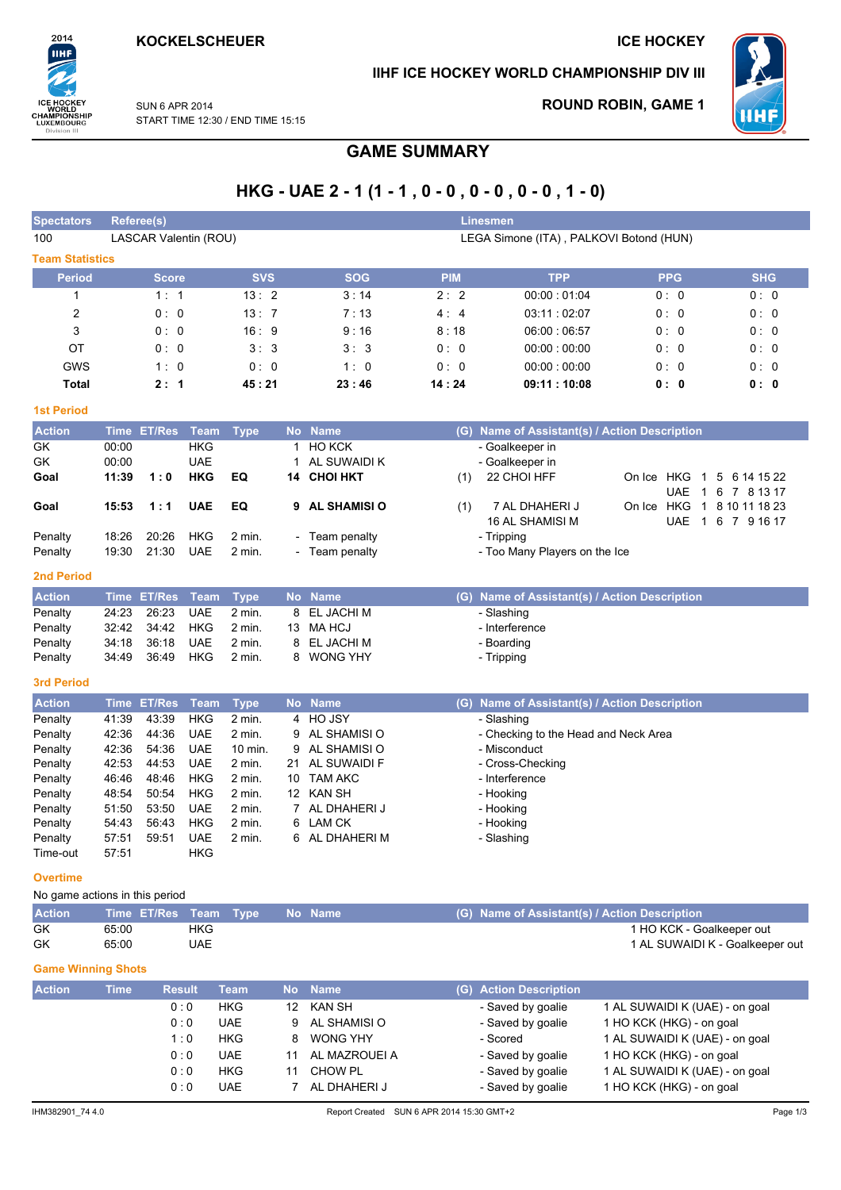KOCKELSCHEUER | ICE HOCKEY

IIHF ICE HOCKEY WORLD CHAMPIONSHIP DIV III

SUN 6 APR 2014
START TIME 12:30 / END TIME 15:15

ROUND ROBIN, GAME 1

# GAME SUMMARY

## HKG - UAE 2 - 1 (1 - 1 , 0 - 0 , 0 - 0 , 0 - 0 , 1 - 0)

| Spectators | Referee(s) | Linesmen |
|---|---|---|
| 100 | LASCAR Valentin (ROU) | LEGA Simone (ITA) , PALKOVI Botond (HUN) |

### Team Statistics

| Period | Score | SVS | SOG | PIM | TPP | PPG | SHG |
|---|---|---|---|---|---|---|---|
| 1 | 1 : 1 | 13 : 2 | 3 : 14 | 2 : 2 | 00:00 : 01:04 | 0 : 0 | 0 : 0 |
| 2 | 0 : 0 | 13 : 7 | 7 : 13 | 4 : 4 | 03:11 : 02:07 | 0 : 0 | 0 : 0 |
| 3 | 0 : 0 | 16 : 9 | 9 : 16 | 8 : 18 | 06:00 : 06:57 | 0 : 0 | 0 : 0 |
| OT | 0 : 0 | 3 : 3 | 3 : 3 | 0 : 0 | 00:00 : 00:00 | 0 : 0 | 0 : 0 |
| GWS | 1 : 0 | 0 : 0 | 1 : 0 | 0 : 0 | 00:00 : 00:00 | 0 : 0 | 0 : 0 |
| **Total** | **2 : 1** | **45 : 21** | **23 : 46** | **14 : 24** | **09:11 : 10:08** | **0 : 0** | **0 : 0** |

### 1st Period

| Action | Time | ET/Res | Team | Type | No | Name | (G) | Name of Assistant(s) / Action Description | |
|---|---|---|---|---|---|---|---|---|---|
| GK | 00:00 | | HKG | | 1 | HO KCK | | - Goalkeeper in | |
| GK | 00:00 | | UAE | | 1 | AL SUWAIDI K | | - Goalkeeper in | |
| **Goal** | **11:39** | **1 : 0** | **HKG** | **EQ** | **14** | **CHOI HKT** | (1) | 22 CHOI HFF | On Ice HKG 1 5 6 14 15 22<br>UAE 1 6 7 8 13 17 |
| **Goal** | **15:53** | **1 : 1** | **UAE** | **EQ** | **9** | **AL SHAMISI O** | (1) | 7 AL DHAHERI J<br>16 AL SHAMISI M | On Ice HKG 1 8 10 11 18 23<br>UAE 1 6 7 9 16 17 |
| Penalty | 18:26 | 20:26 | HKG | 2 min. | - | Team penalty | | - Tripping | |
| Penalty | 19:30 | 21:30 | UAE | 2 min. | - | Team penalty | | - Too Many Players on the Ice | |

### 2nd Period

| Action | Time | ET/Res | Team | Type | No | Name | (G) | Name of Assistant(s) / Action Description |
|---|---|---|---|---|---|---|---|---|
| Penalty | 24:23 | 26:23 | UAE | 2 min. | 8 | EL JACHI M | | - Slashing |
| Penalty | 32:42 | 34:42 | HKG | 2 min. | 13 | MA HCJ | | - Interference |
| Penalty | 34:18 | 36:18 | UAE | 2 min. | 8 | EL JACHI M | | - Boarding |
| Penalty | 34:49 | 36:49 | HKG | 2 min. | 8 | WONG YHY | | - Tripping |

### 3rd Period

| Action | Time | ET/Res | Team | Type | No | Name | (G) | Name of Assistant(s) / Action Description |
|---|---|---|---|---|---|---|---|---|
| Penalty | 41:39 | 43:39 | HKG | 2 min. | 4 | HO JSY | | - Slashing |
| Penalty | 42:36 | 44:36 | UAE | 2 min. | 9 | AL SHAMISI O | | - Checking to the Head and Neck Area |
| Penalty | 42:36 | 54:36 | UAE | 10 min. | 9 | AL SHAMISI O | | - Misconduct |
| Penalty | 42:53 | 44:53 | UAE | 2 min. | 21 | AL SUWAIDI F | | - Cross-Checking |
| Penalty | 46:46 | 48:46 | HKG | 2 min. | 10 | TAM AKC | | - Interference |
| Penalty | 48:54 | 50:54 | HKG | 2 min. | 12 | KAN SH | | - Hooking |
| Penalty | 51:50 | 53:50 | UAE | 2 min. | 7 | AL DHAHERI J | | - Hooking |
| Penalty | 54:43 | 56:43 | HKG | 2 min. | 6 | LAM CK | | - Hooking |
| Penalty | 57:51 | 59:51 | UAE | 2 min. | 6 | AL DHAHERI M | | - Slashing |
| Time-out | 57:51 | | HKG | | | | | |

### Overtime

No game actions in this period

| Action | Time | ET/Res | Team | Type | No | Name | (G) | Name of Assistant(s) / Action Description |
|---|---|---|---|---|---|---|---|---|
| GK | 65:00 | | HKG | | | | | 1 HO KCK - Goalkeeper out |
| GK | 65:00 | | UAE | | | | | 1 AL SUWAIDI K - Goalkeeper out |

### Game Winning Shots

| Action | Time | Result | Team | No | Name | (G) | Action Description | |
|---|---|---|---|---|---|---|---|---|
| | | 0 : 0 | HKG | 12 | KAN SH | | - Saved by goalie | 1 AL SUWAIDI K (UAE) - on goal |
| | | 0 : 0 | UAE | 9 | AL SHAMISI O | | - Saved by goalie | 1 HO KCK (HKG) - on goal |
| | | 1 : 0 | HKG | 8 | WONG YHY | | - Scored | 1 AL SUWAIDI K (UAE) - on goal |
| | | 0 : 0 | UAE | 11 | AL MAZROUEI A | | - Saved by goalie | 1 HO KCK (HKG) - on goal |
| | | 0 : 0 | HKG | 11 | CHOW PL | | - Saved by goalie | 1 AL SUWAIDI K (UAE) - on goal |
| | | 0 : 0 | UAE | 7 | AL DHAHERI J | | - Saved by goalie | 1 HO KCK (HKG) - on goal |

IHM382901_74 4.0 Report Created SUN 6 APR 2014 15:30 GMT+2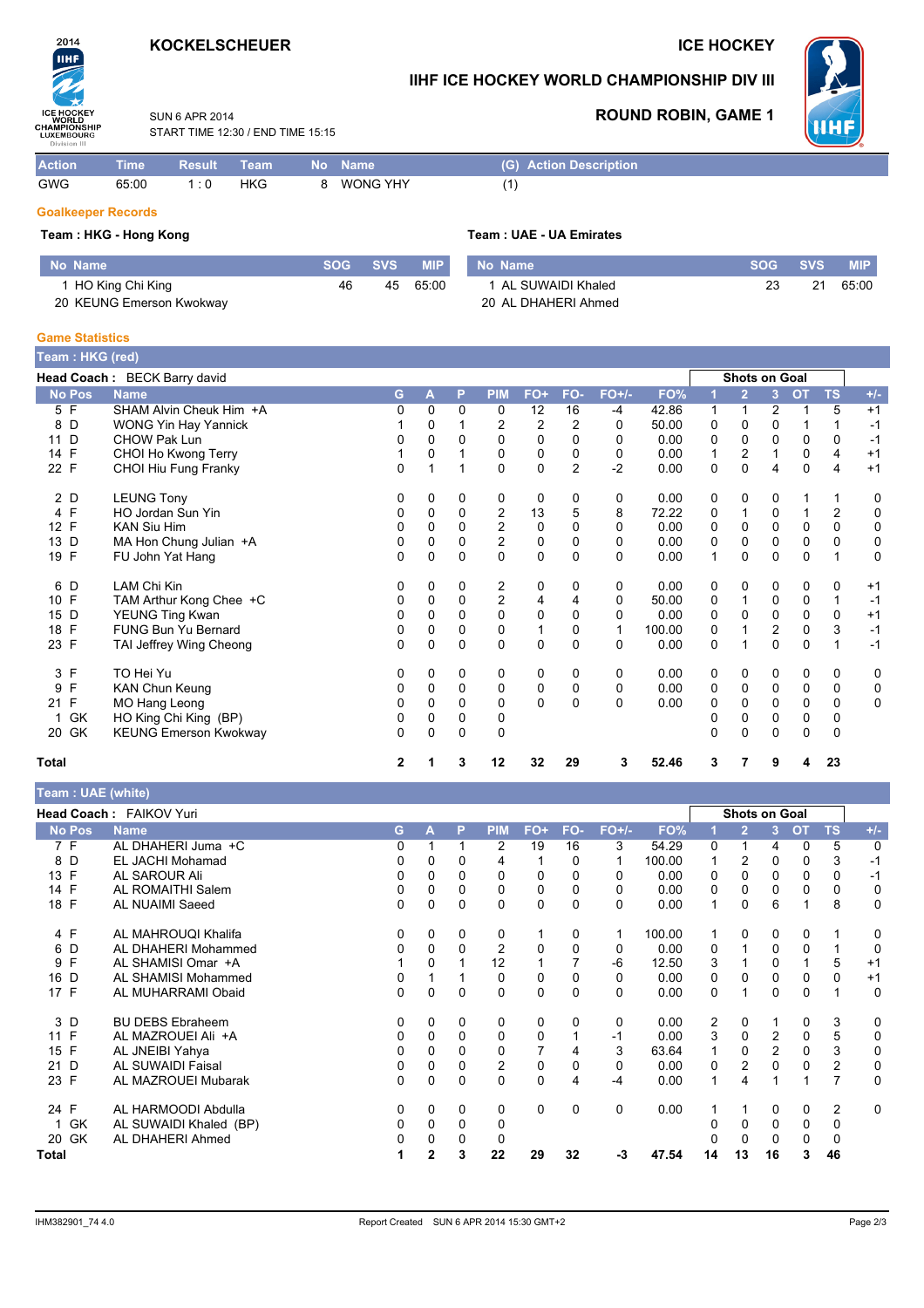# KOCKELSCHEUER

## ICE HOCKEY

## IIHF ICE HOCKEY WORLD CHAMPIONSHIP DIV III

### ROUND ROBIN, GAME 1

SUN 6 APR 2014
START TIME 12:30 / END TIME 15:15

| Action | Time | Result | Team | No | Name | (G) Action Description |
|---|---|---|---|---|---|---|
| GWG | 65:00 | 1 : 0 | HKG | 8 | WONG YHY | (1) |

### Goalkeeper Records

**Team : HKG - Hong Kong**

| No | Name | SOG | SVS | MIP |
|---|---|---|---|---|
| 1 | HO King Chi King | 46 | 45 | 65:00 |
| 20 | KEUNG Emerson Kwokway | | | |

**Team : UAE - UA Emirates**

| No | Name | SOG | SVS | MIP |
|---|---|---|---|---|
| 1 | AL SUWAIDI Khaled | 23 | 21 | 65:00 |
| 20 | AL DHAHERI Ahmed | | | |

### Game Statistics

**Team : HKG (red)**

**Head Coach :** BECK Barry david

| No | Pos | Name | G | A | P | PIM | FO+ | FO- | FO+/- | FO% | SOG 1 | SOG 2 | SOG 3 | SOG OT | SOG TS | +/- |
|---|---|---|---|---|---|---|---|---|---|---|---|---|---|---|---|---|
| 5 | F | SHAM Alvin Cheuk Him +A | 0 | 0 | 0 | 0 | 12 | 16 | -4 | 42.86 | 1 | 1 | 2 | 1 | 5 | +1 |
| 8 | D | WONG Yin Hay Yannick | 1 | 0 | 1 | 2 | 2 | 2 | 0 | 50.00 | 0 | 0 | 0 | 1 | 1 | -1 |
| 11 | D | CHOW Pak Lun | 0 | 0 | 0 | 0 | 0 | 0 | 0 | 0.00 | 0 | 0 | 0 | 0 | 0 | -1 |
| 14 | F | CHOI Ho Kwong Terry | 1 | 0 | 1 | 0 | 0 | 0 | 0 | 0.00 | 1 | 2 | 1 | 0 | 4 | +1 |
| 22 | F | CHOI Hiu Fung Franky | 0 | 1 | 1 | 0 | 0 | 2 | -2 | 0.00 | 0 | 0 | 4 | 0 | 4 | +1 |
| 2 | D | LEUNG Tony | 0 | 0 | 0 | 0 | 0 | 0 | 0 | 0.00 | 0 | 0 | 0 | 1 | 1 | 0 |
| 4 | F | HO Jordan Sun Yin | 0 | 0 | 0 | 2 | 13 | 5 | 8 | 72.22 | 0 | 1 | 0 | 1 | 2 | 0 |
| 12 | F | KAN Siu Him | 0 | 0 | 0 | 2 | 0 | 0 | 0 | 0.00 | 0 | 0 | 0 | 0 | 0 | 0 |
| 13 | D | MA Hon Chung Julian +A | 0 | 0 | 0 | 2 | 0 | 0 | 0 | 0.00 | 0 | 0 | 0 | 0 | 0 | 0 |
| 19 | F | FU John Yat Hang | 0 | 0 | 0 | 0 | 0 | 0 | 0 | 0.00 | 1 | 0 | 0 | 0 | 1 | 0 |
| 6 | D | LAM Chi Kin | 0 | 0 | 0 | 2 | 0 | 0 | 0 | 0.00 | 0 | 0 | 0 | 0 | 0 | +1 |
| 10 | F | TAM Arthur Kong Chee +C | 0 | 0 | 0 | 2 | 4 | 4 | 0 | 50.00 | 0 | 1 | 0 | 0 | 1 | -1 |
| 15 | D | YEUNG Ting Kwan | 0 | 0 | 0 | 0 | 0 | 0 | 0 | 0.00 | 0 | 0 | 0 | 0 | 0 | +1 |
| 18 | F | FUNG Bun Yu Bernard | 0 | 0 | 0 | 0 | 1 | 0 | 1 | 100.00 | 0 | 1 | 2 | 0 | 3 | -1 |
| 23 | F | TAI Jeffrey Wing Cheong | 0 | 0 | 0 | 0 | 0 | 0 | 0 | 0.00 | 0 | 1 | 0 | 0 | 1 | -1 |
| 3 | F | TO Hei Yu | 0 | 0 | 0 | 0 | 0 | 0 | 0 | 0.00 | 0 | 0 | 0 | 0 | 0 | 0 |
| 9 | F | KAN Chun Keung | 0 | 0 | 0 | 0 | 0 | 0 | 0 | 0.00 | 0 | 0 | 0 | 0 | 0 | 0 |
| 21 | F | MO Hang Leong | 0 | 0 | 0 | 0 | 0 | 0 | 0 | 0.00 | 0 | 0 | 0 | 0 | 0 | 0 |
| 1 | GK | HO King Chi King (BP) | 0 | 0 | 0 | 0 | | | | | 0 | 0 | 0 | 0 | 0 | |
| 20 | GK | KEUNG Emerson Kwokway | 0 | 0 | 0 | 0 | | | | | 0 | 0 | 0 | 0 | 0 | |
| **Total** | | | **2** | **1** | **3** | **12** | **32** | **29** | **3** | **52.46** | **3** | **7** | **9** | **4** | **23** | |

**Team : UAE (white)**

**Head Coach :** FAIKOV Yuri

| No | Pos | Name | G | A | P | PIM | FO+ | FO- | FO+/- | FO% | SOG 1 | SOG 2 | SOG 3 | SOG OT | SOG TS | +/- |
|---|---|---|---|---|---|---|---|---|---|---|---|---|---|---|---|---|
| 7 | F | AL DHAHERI Juma +C | 0 | 1 | 1 | 2 | 19 | 16 | 3 | 54.29 | 0 | 1 | 4 | 0 | 5 | 0 |
| 8 | D | EL JACHI Mohamad | 0 | 0 | 0 | 4 | 1 | 0 | 1 | 100.00 | 1 | 2 | 0 | 0 | 3 | -1 |
| 13 | F | AL SAROUR Ali | 0 | 0 | 0 | 0 | 0 | 0 | 0 | 0.00 | 0 | 0 | 0 | 0 | 0 | -1 |
| 14 | F | AL ROMAITHI Salem | 0 | 0 | 0 | 0 | 0 | 0 | 0 | 0.00 | 0 | 0 | 0 | 0 | 0 | 0 |
| 18 | F | AL NUAIMI Saeed | 0 | 0 | 0 | 0 | 0 | 0 | 0 | 0.00 | 1 | 0 | 6 | 1 | 8 | 0 |
| 4 | F | AL MAHROUQI Khalifa | 0 | 0 | 0 | 0 | 1 | 0 | 1 | 100.00 | 1 | 0 | 0 | 0 | 1 | 0 |
| 6 | D | AL DHAHERI Mohammed | 0 | 0 | 0 | 2 | 0 | 0 | 0 | 0.00 | 0 | 1 | 0 | 0 | 1 | 0 |
| 9 | F | AL SHAMISI Omar +A | 1 | 0 | 1 | 12 | 1 | 7 | -6 | 12.50 | 3 | 1 | 0 | 1 | 5 | +1 |
| 16 | D | AL SHAMISI Mohammed | 0 | 1 | 1 | 0 | 0 | 0 | 0 | 0.00 | 0 | 0 | 0 | 0 | 0 | +1 |
| 17 | F | AL MUHARRAMI Obaid | 0 | 0 | 0 | 0 | 0 | 0 | 0 | 0.00 | 0 | 1 | 0 | 0 | 1 | 0 |
| 3 | D | BU DEBS Ebraheem | 0 | 0 | 0 | 0 | 0 | 0 | 0 | 0.00 | 2 | 0 | 1 | 0 | 3 | 0 |
| 11 | F | AL MAZROUEI Ali +A | 0 | 0 | 0 | 0 | 0 | 1 | -1 | 0.00 | 3 | 0 | 2 | 0 | 5 | 0 |
| 15 | F | AL JNEIBI Yahya | 0 | 0 | 0 | 0 | 7 | 4 | 3 | 63.64 | 1 | 0 | 2 | 0 | 3 | 0 |
| 21 | D | AL SUWAIDI Faisal | 0 | 0 | 0 | 2 | 0 | 0 | 0 | 0.00 | 0 | 2 | 0 | 0 | 2 | 0 |
| 23 | F | AL MAZROUEI Mubarak | 0 | 0 | 0 | 0 | 0 | 4 | -4 | 0.00 | 1 | 4 | 1 | 1 | 7 | 0 |
| 24 | F | AL HARMOODI Abdulla | 0 | 0 | 0 | 0 | 0 | 0 | 0 | 0.00 | 1 | 1 | 0 | 0 | 2 | 0 |
| 1 | GK | AL SUWAIDI Khaled (BP) | 0 | 0 | 0 | 0 | | | | | 0 | 0 | 0 | 0 | 0 | |
| 20 | GK | AL DHAHERI Ahmed | 0 | 0 | 0 | 0 | | | | | 0 | 0 | 0 | 0 | 0 | |
| **Total** | | | **1** | **2** | **3** | **22** | **29** | **32** | **-3** | **47.54** | **14** | **13** | **16** | **3** | **46** | |

IHM382901_74 4.0 Report Created SUN 6 APR 2014 15:30 GMT+2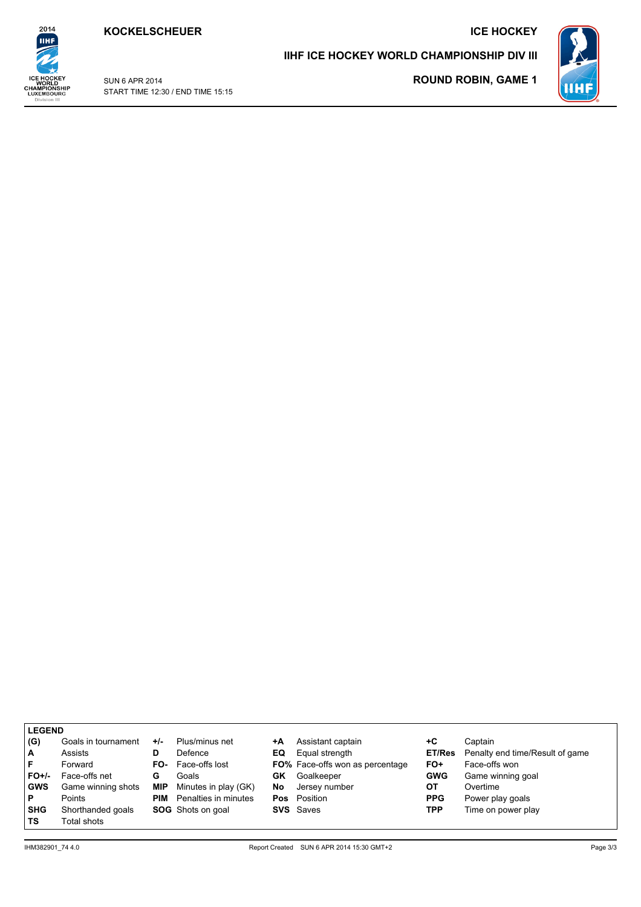## LEGEND

| | | | | | | | |
|---|---|---|---|---|---|---|---|
| **(G)** | Goals in tournament | **+/-** | Plus/minus net | **+A** | Assistant captain | **+C** | Captain |
| **A** | Assists | **D** | Defence | **EQ** | Equal strength | **ET/Res** | Penalty end time/Result of game |
| **F** | Forward | **FO-** | Face-offs lost | **FO%** | Face-offs won as percentage | **FO+** | Face-offs won |
| **FO+/-** | Face-offs net | **G** | Goals | **GK** | Goalkeeper | **GWG** | Game winning goal |
| **GWS** | Game winning shots | **MIP** | Minutes in play (GK) | **No** | Jersey number | **OT** | Overtime |
| **P** | Points | **PIM** | Penalties in minutes | **Pos** | Position | **PPG** | Power play goals |
| **SHG** | Shorthanded goals | **SOG** | Shots on goal | **SVS** | Saves | **TPP** | Time on power play |
| **TS** | Total shots | | | | | | |